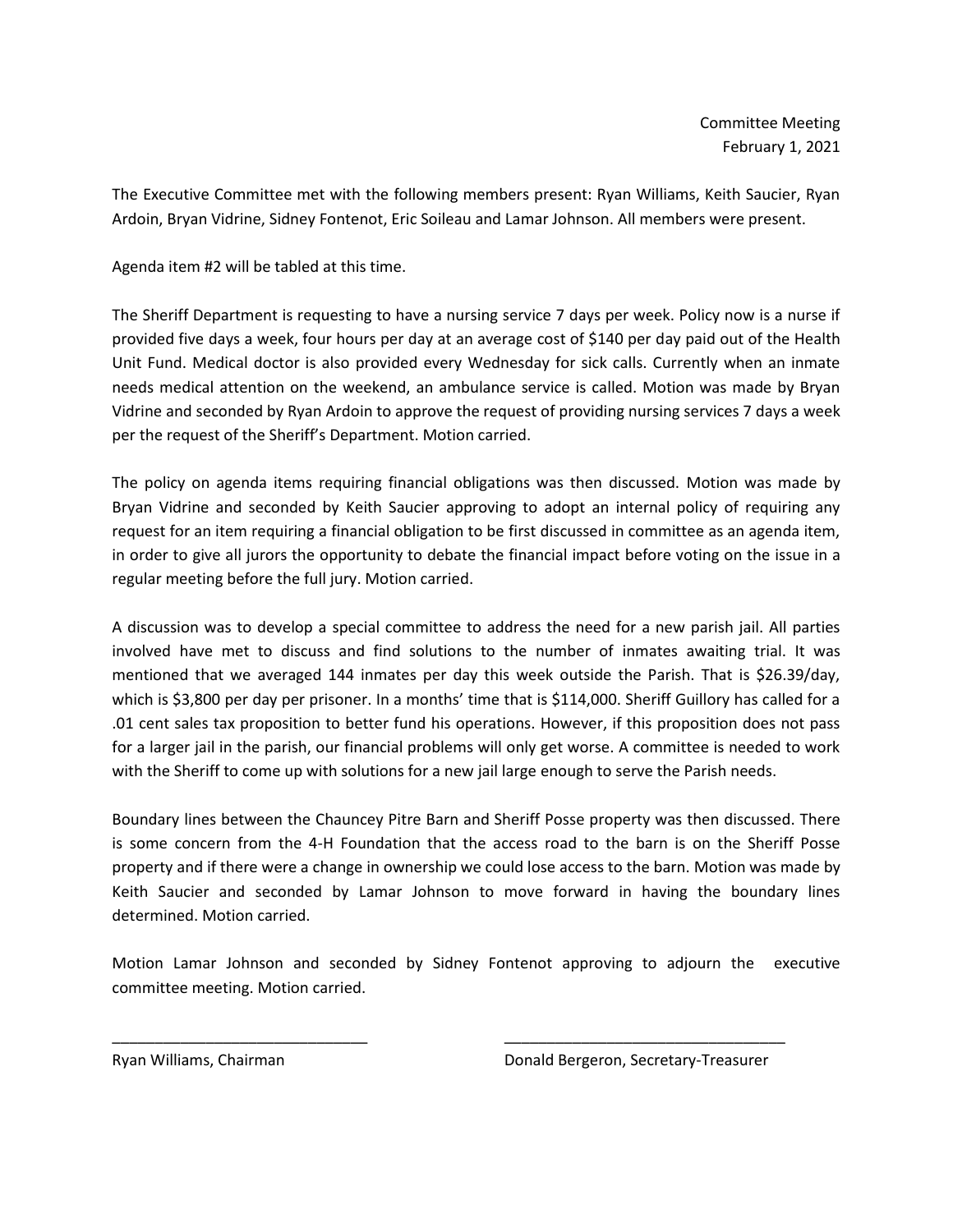Committee Meeting
February 1, 2021

The Executive Committee met with the following members present: Ryan Williams, Keith Saucier, Ryan Ardoin, Bryan Vidrine, Sidney Fontenot, Eric Soileau and Lamar Johnson. All members were present.

Agenda item #2 will be tabled at this time.

The Sheriff Department is requesting to have a nursing service 7 days per week. Policy now is a nurse if provided five days a week, four hours per day at an average cost of $140 per day paid out of the Health Unit Fund. Medical doctor is also provided every Wednesday for sick calls. Currently when an inmate needs medical attention on the weekend, an ambulance service is called. Motion was made by Bryan Vidrine and seconded by Ryan Ardoin to approve the request of providing nursing services 7 days a week per the request of the Sheriff's Department. Motion carried.

The policy on agenda items requiring financial obligations was then discussed. Motion was made by Bryan Vidrine and seconded by Keith Saucier approving to adopt an internal policy of requiring any request for an item requiring a financial obligation to be first discussed in committee as an agenda item, in order to give all jurors the opportunity to debate the financial impact before voting on the issue in a regular meeting before the full jury. Motion carried.

A discussion was to develop a special committee to address the need for a new parish jail. All parties involved have met to discuss and find solutions to the number of inmates awaiting trial. It was mentioned that we averaged 144 inmates per day this week outside the Parish. That is $26.39/day, which is $3,800 per day per prisoner. In a months' time that is $114,000. Sheriff Guillory has called for a .01 cent sales tax proposition to better fund his operations. However, if this proposition does not pass for a larger jail in the parish, our financial problems will only get worse. A committee is needed to work with the Sheriff to come up with solutions for a new jail large enough to serve the Parish needs.

Boundary lines between the Chauncey Pitre Barn and Sheriff Posse property was then discussed. There is some concern from the 4-H Foundation that the access road to the barn is on the Sheriff Posse property and if there were a change in ownership we could lose access to the barn. Motion was made by Keith Saucier and seconded by Lamar Johnson to move forward in having the boundary lines determined. Motion carried.

Motion Lamar Johnson and seconded by Sidney Fontenot approving to adjourn the executive committee meeting. Motion carried.

______________________________ ______________________________

Ryan Williams, Chairman Donald Bergeron, Secretary-Treasurer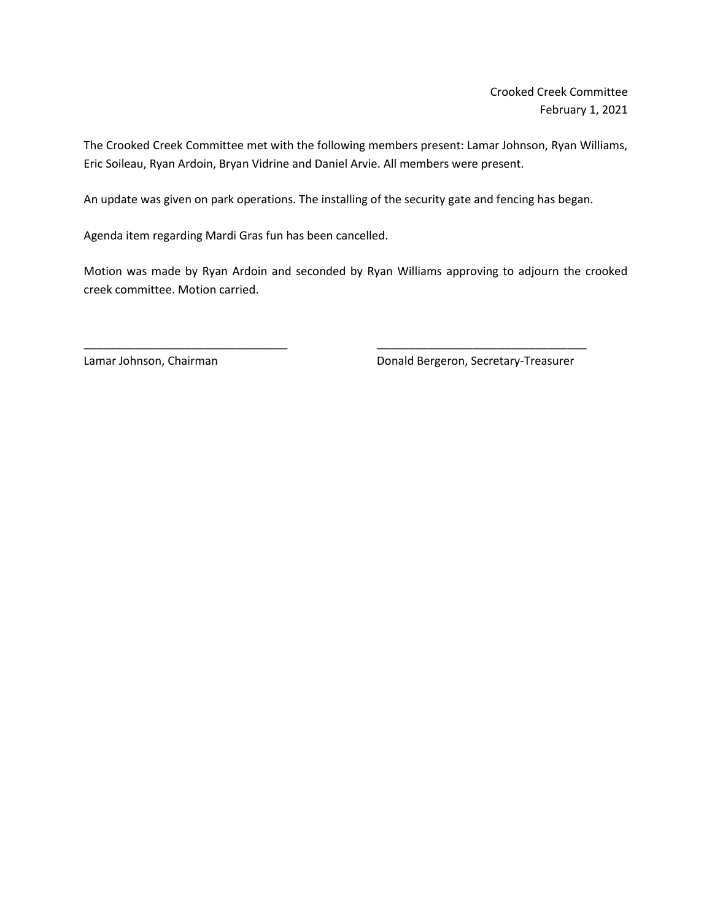Crooked Creek Committee
February 1, 2021

The Crooked Creek Committee met with the following members present: Lamar Johnson, Ryan Williams, Eric Soileau, Ryan Ardoin, Bryan Vidrine and Daniel Arvie. All members were present.

An update was given on park operations. The installing of the security gate and fencing has began.

Agenda item regarding Mardi Gras fun has been cancelled.

Motion was made by Ryan Ardoin and seconded by Ryan Williams approving to adjourn the crooked creek committee. Motion carried.

________________________________ ________________________________
Lamar Johnson, Chairman Donald Bergeron, Secretary-Treasurer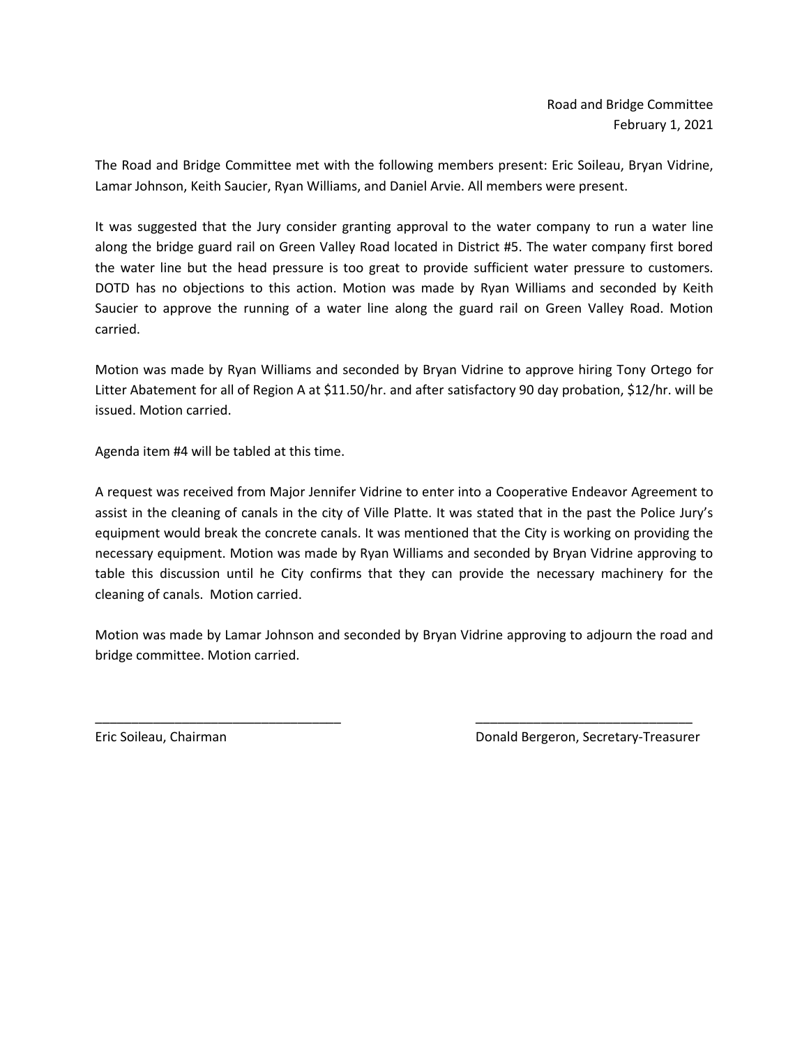Road and Bridge Committee
February 1, 2021

The Road and Bridge Committee met with the following members present: Eric Soileau, Bryan Vidrine, Lamar Johnson, Keith Saucier, Ryan Williams, and Daniel Arvie. All members were present.

It was suggested that the Jury consider granting approval to the water company to run a water line along the bridge guard rail on Green Valley Road located in District #5. The water company first bored the water line but the head pressure is too great to provide sufficient water pressure to customers. DOTD has no objections to this action. Motion was made by Ryan Williams and seconded by Keith Saucier to approve the running of a water line along the guard rail on Green Valley Road. Motion carried.

Motion was made by Ryan Williams and seconded by Bryan Vidrine to approve hiring Tony Ortego for Litter Abatement for all of Region A at $11.50/hr. and after satisfactory 90 day probation, $12/hr. will be issued. Motion carried.

Agenda item #4 will be tabled at this time.

A request was received from Major Jennifer Vidrine to enter into a Cooperative Endeavor Agreement to assist in the cleaning of canals in the city of Ville Platte. It was stated that in the past the Police Jury's equipment would break the concrete canals. It was mentioned that the City is working on providing the necessary equipment. Motion was made by Ryan Williams and seconded by Bryan Vidrine approving to table this discussion until he City confirms that they can provide the necessary machinery for the cleaning of canals. Motion carried.

Motion was made by Lamar Johnson and seconded by Bryan Vidrine approving to adjourn the road and bridge committee. Motion carried.

_________________________________ _____________________________

Eric Soileau, Chairman Donald Bergeron, Secretary-Treasurer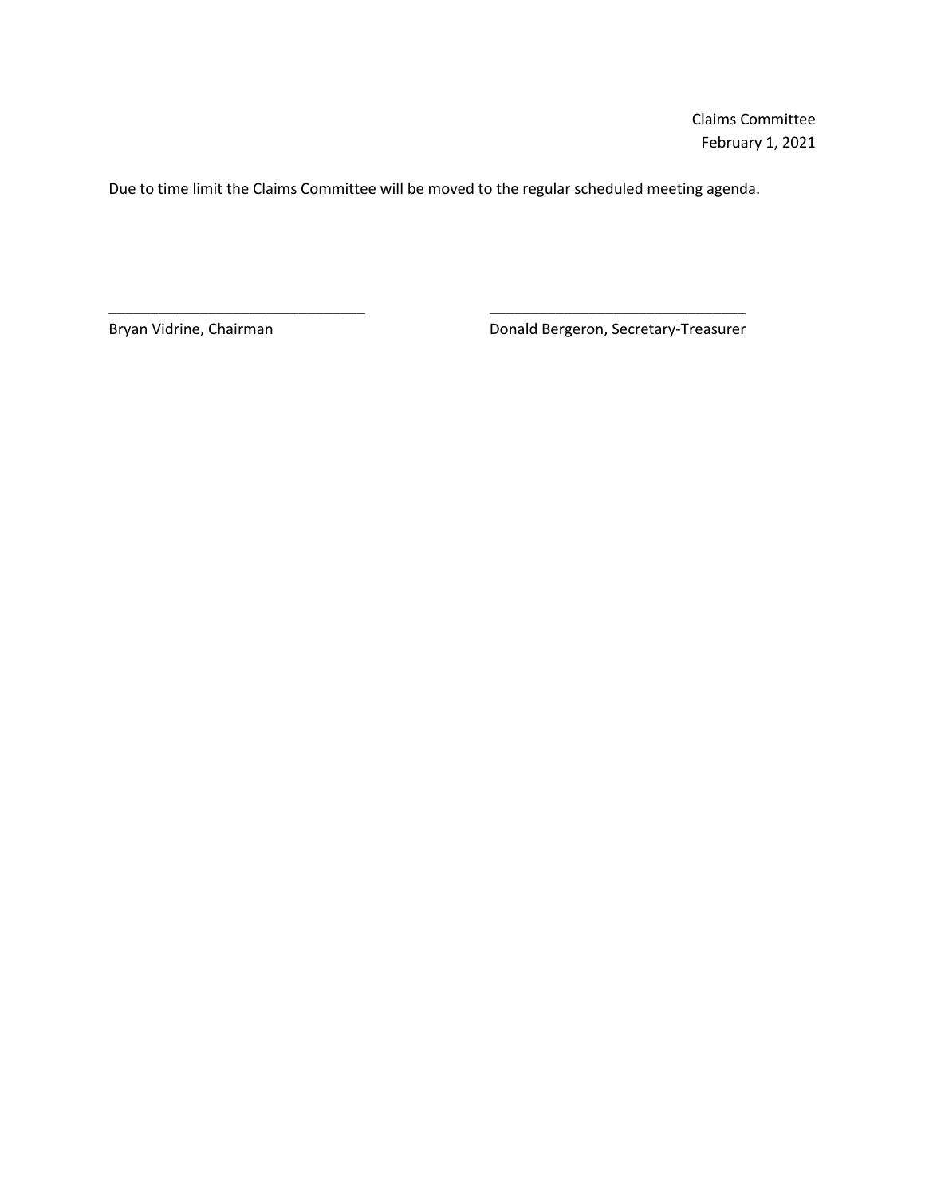Claims Committee
February 1, 2021

Due to time limit the Claims Committee will be moved to the regular scheduled meeting agenda.

_______________________________ _______________________________

Bryan Vidrine, Chairman Donald Bergeron, Secretary-Treasurer